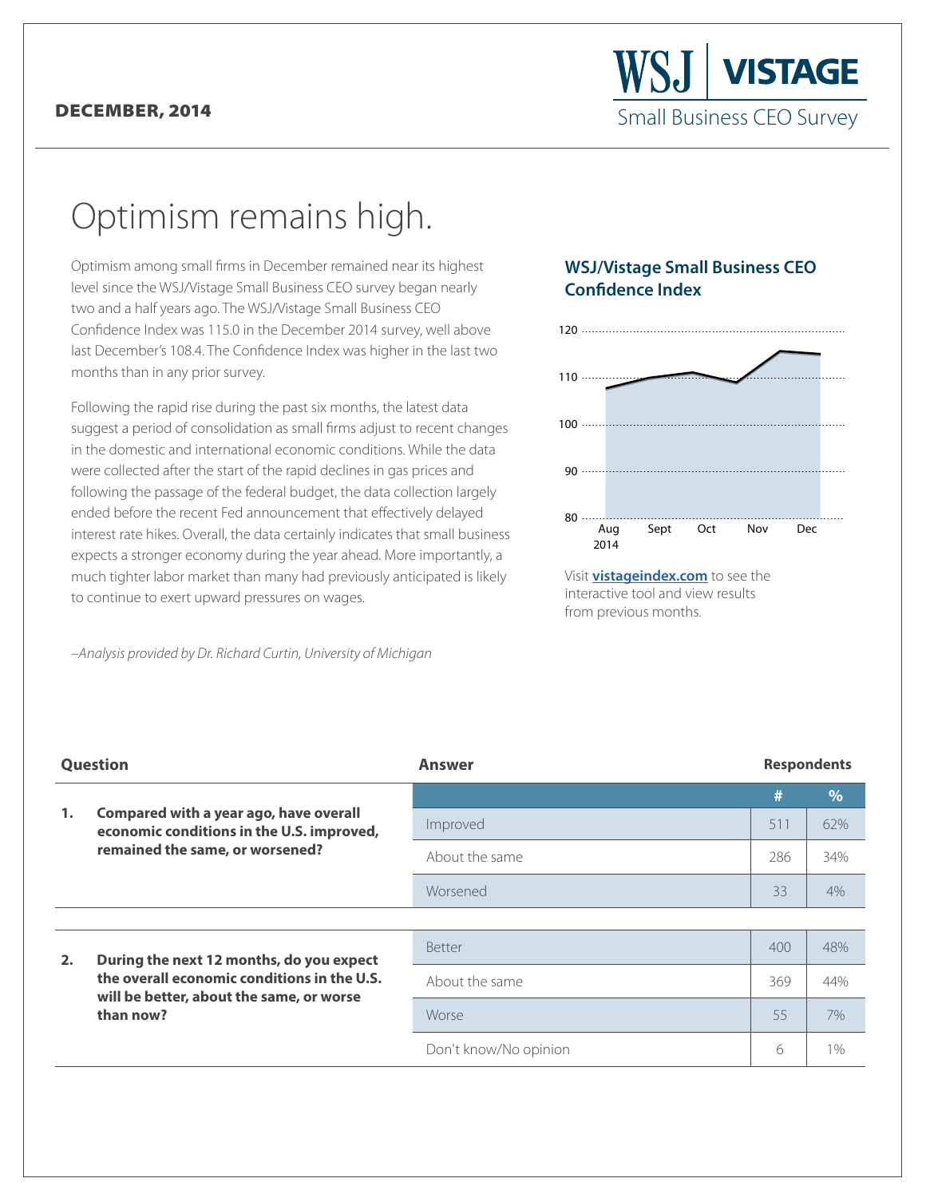DECEMBER, 2014

WSJ | VISTAGE
Small Business CEO Survey

# Optimism remains high.

Optimism among small firms in December remained near its highest level since the WSJ/Vistage Small Business CEO survey began nearly two and a half years ago. The WSJ/Vistage Small Business CEO Confidence Index was 115.0 in the December 2014 survey, well above last December's 108.4. The Confidence Index was higher in the last two months than in any prior survey.

Following the rapid rise during the past six months, the latest data suggest a period of consolidation as small firms adjust to recent changes in the domestic and international economic conditions. While the data were collected after the start of the rapid declines in gas prices and following the passage of the federal budget, the data collection largely ended before the recent Fed announcement that effectively delayed interest rate hikes. Overall, the data certainly indicates that small business expects a stronger economy during the year ahead. More importantly, a much tighter labor market than many had previously anticipated is likely to continue to exert upward pressures on wages.

*–Analysis provided by Dr. Richard Curtin, University of Michigan*

## WSJ/Vistage Small Business CEO Confidence Index

Visit **vistageindex.com** to see the interactive tool and view results from previous months.

| Question | Answer | # | % |
|---|---|---|---|
| **1. Compared with a year ago, have overall economic conditions in the U.S. improved, remained the same, or worsened?** | Improved | 511 | 62% |
| | About the same | 286 | 34% |
| | Worsened | 33 | 4% |
| **2. During the next 12 months, do you expect the overall economic conditions in the U.S. will be better, about the same, or worse than now?** | Better | 400 | 48% |
| | About the same | 369 | 44% |
| | Worse | 55 | 7% |
| | Don't know/No opinion | 6 | 1% |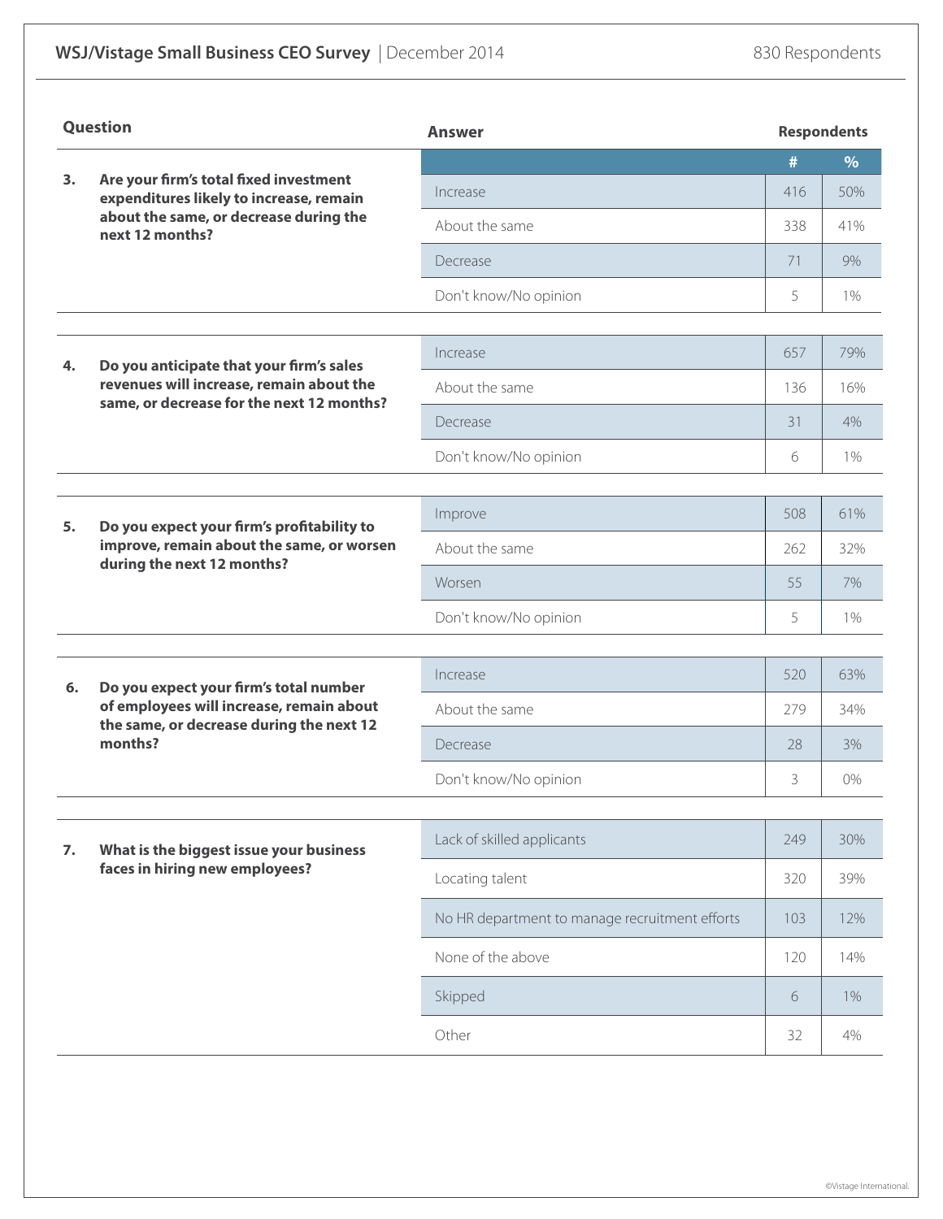## WSJ/Vistage Small Business CEO Survey | December 2014

830 Respondents

| Question | Answer | # | % |
|---|---|---|---|
| **3. Are your firm's total fixed investment expenditures likely to increase, remain about the same, or decrease during the next 12 months?** | Increase | 416 | 50% |
| | About the same | 338 | 41% |
| | Decrease | 71 | 9% |
| | Don't know/No opinion | 5 | 1% |
| **4. Do you anticipate that your firm's sales revenues will increase, remain about the same, or decrease for the next 12 months?** | Increase | 657 | 79% |
| | About the same | 136 | 16% |
| | Decrease | 31 | 4% |
| | Don't know/No opinion | 6 | 1% |
| **5. Do you expect your firm's profitability to improve, remain about the same, or worsen during the next 12 months?** | Improve | 508 | 61% |
| | About the same | 262 | 32% |
| | Worsen | 55 | 7% |
| | Don't know/No opinion | 5 | 1% |
| **6. Do you expect your firm's total number of employees will increase, remain about the same, or decrease during the next 12 months?** | Increase | 520 | 63% |
| | About the same | 279 | 34% |
| | Decrease | 28 | 3% |
| | Don't know/No opinion | 3 | 0% |
| **7. What is the biggest issue your business faces in hiring new employees?** | Lack of skilled applicants | 249 | 30% |
| | Locating talent | 320 | 39% |
| | No HR department to manage recruitment efforts | 103 | 12% |
| | None of the above | 120 | 14% |
| | Skipped | 6 | 1% |
| | Other | 32 | 4% |

©Vistage International.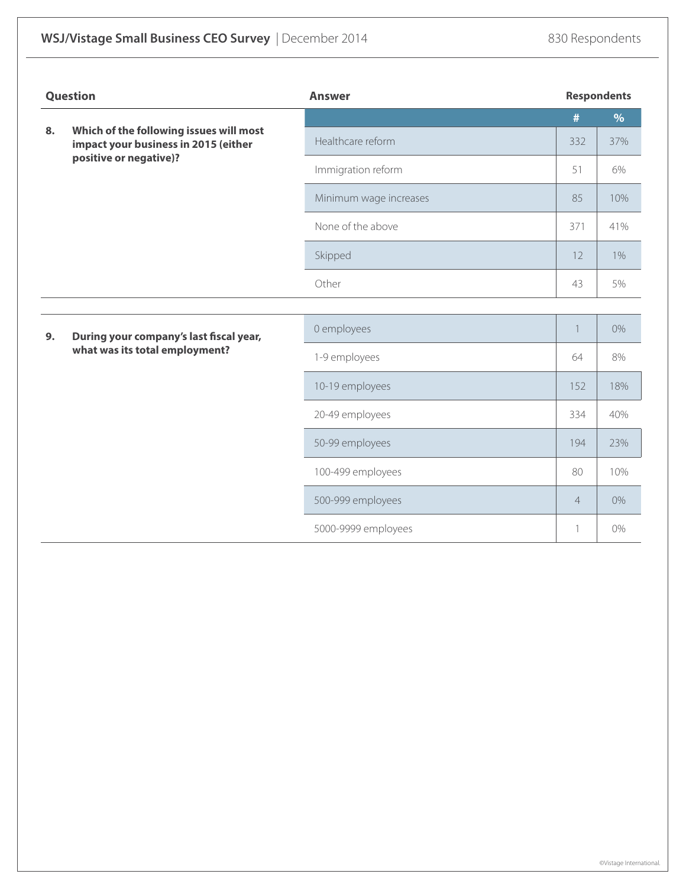| Question | Answer | # | % |
|---|---|---|---|
| **8. Which of the following issues will most impact your business in 2015 (either positive or negative)?** | Healthcare reform | 332 | 37% |
| | Immigration reform | 51 | 6% |
| | Minimum wage increases | 85 | 10% |
| | None of the above | 371 | 41% |
| | Skipped | 12 | 1% |
| | Other | 43 | 5% |
| **9. During your company's last fiscal year, what was its total employment?** | 0 employees | 1 | 0% |
| | 1-9 employees | 64 | 8% |
| | 10-19 employees | 152 | 18% |
| | 20-49 employees | 334 | 40% |
| | 50-99 employees | 194 | 23% |
| | 100-499 employees | 80 | 10% |
| | 500-999 employees | 4 | 0% |
| | 5000-9999 employees | 1 | 0% |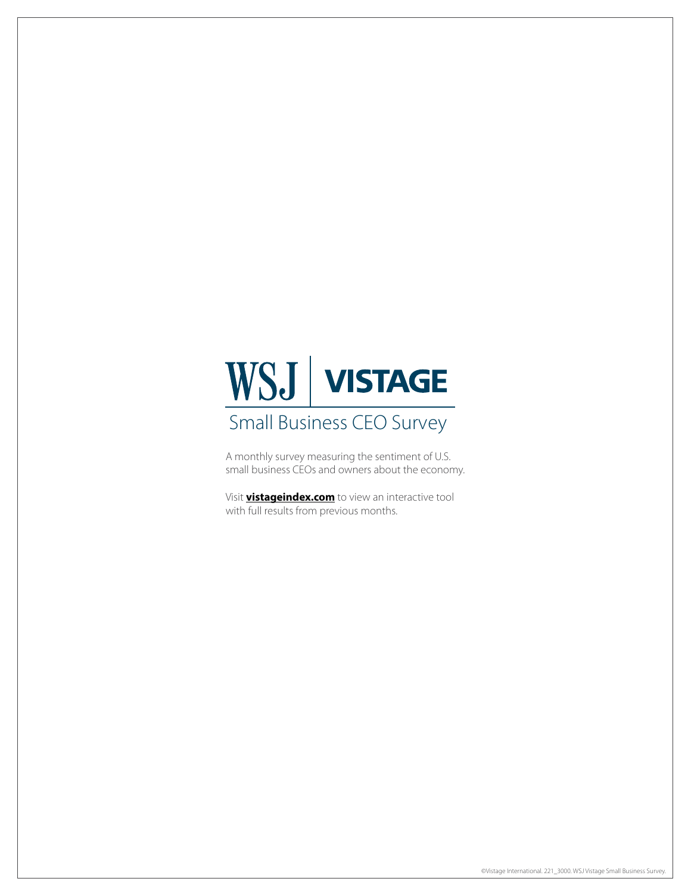# WSJ | VISTAGE

## Small Business CEO Survey

A monthly survey measuring the sentiment of U.S. small business CEOs and owners about the economy.

Visit **vistageindex.com** to view an interactive tool with full results from previous months.

©Vistage International. 221_3000. WSJ Vistage Small Business Survey.